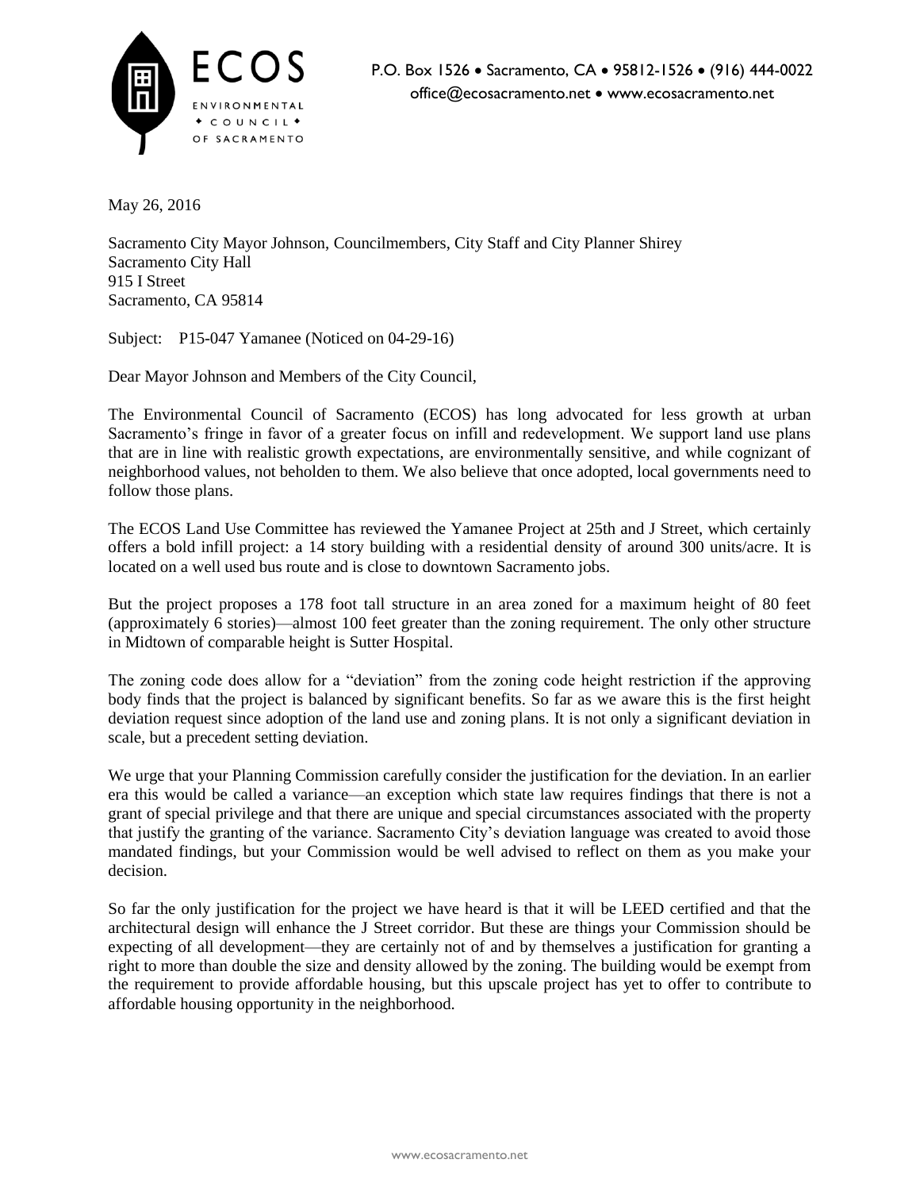**ECOS**
ENVIRONMENTAL
✦ COUNCIL ✦
OF SACRAMENTO

P.O. Box 1526 • Sacramento, CA • 95812-1526 • (916) 444-0022
office@ecosacramento.net • www.ecosacramento.net

May 26, 2016

Sacramento City Mayor Johnson, Councilmembers, City Staff and City Planner Shirey
Sacramento City Hall
915 I Street
Sacramento, CA 95814

Subject: P15-047 Yamanee (Noticed on 04-29-16)

Dear Mayor Johnson and Members of the City Council,

The Environmental Council of Sacramento (ECOS) has long advocated for less growth at urban Sacramento's fringe in favor of a greater focus on infill and redevelopment. We support land use plans that are in line with realistic growth expectations, are environmentally sensitive, and while cognizant of neighborhood values, not beholden to them. We also believe that once adopted, local governments need to follow those plans.

The ECOS Land Use Committee has reviewed the Yamanee Project at 25th and J Street, which certainly offers a bold infill project: a 14 story building with a residential density of around 300 units/acre. It is located on a well used bus route and is close to downtown Sacramento jobs.

But the project proposes a 178 foot tall structure in an area zoned for a maximum height of 80 feet (approximately 6 stories)—almost 100 feet greater than the zoning requirement. The only other structure in Midtown of comparable height is Sutter Hospital.

The zoning code does allow for a "deviation" from the zoning code height restriction if the approving body finds that the project is balanced by significant benefits. So far as we aware this is the first height deviation request since adoption of the land use and zoning plans. It is not only a significant deviation in scale, but a precedent setting deviation.

We urge that your Planning Commission carefully consider the justification for the deviation. In an earlier era this would be called a variance—an exception which state law requires findings that there is not a grant of special privilege and that there are unique and special circumstances associated with the property that justify the granting of the variance. Sacramento City's deviation language was created to avoid those mandated findings, but your Commission would be well advised to reflect on them as you make your decision.

So far the only justification for the project we have heard is that it will be LEED certified and that the architectural design will enhance the J Street corridor. But these are things your Commission should be expecting of all development—they are certainly not of and by themselves a justification for granting a right to more than double the size and density allowed by the zoning. The building would be exempt from the requirement to provide affordable housing, but this upscale project has yet to offer to contribute to affordable housing opportunity in the neighborhood.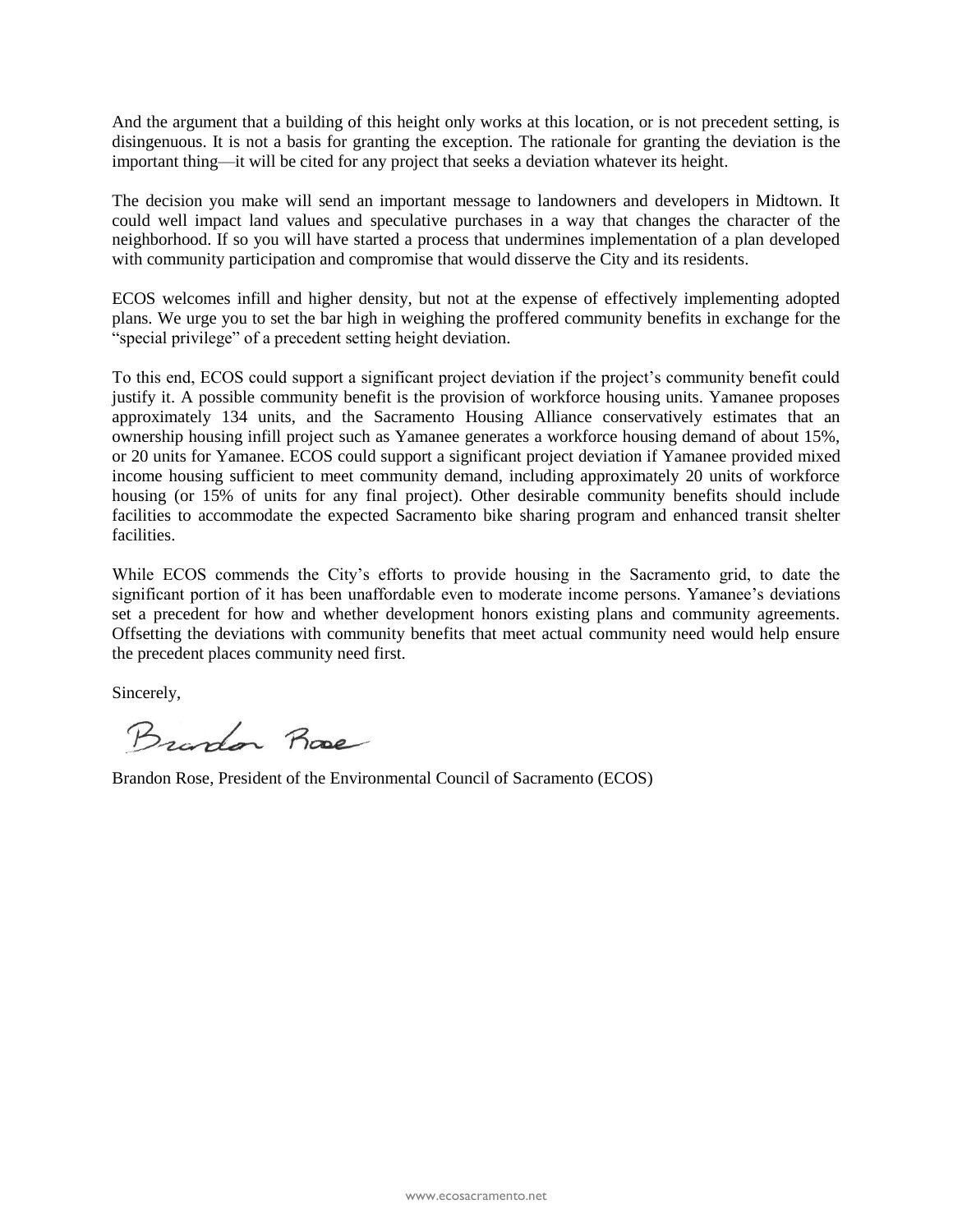And the argument that a building of this height only works at this location, or is not precedent setting, is disingenuous. It is not a basis for granting the exception. The rationale for granting the deviation is the important thing—it will be cited for any project that seeks a deviation whatever its height.

The decision you make will send an important message to landowners and developers in Midtown. It could well impact land values and speculative purchases in a way that changes the character of the neighborhood. If so you will have started a process that undermines implementation of a plan developed with community participation and compromise that would disserve the City and its residents.

ECOS welcomes infill and higher density, but not at the expense of effectively implementing adopted plans. We urge you to set the bar high in weighing the proffered community benefits in exchange for the "special privilege" of a precedent setting height deviation.

To this end, ECOS could support a significant project deviation if the project's community benefit could justify it. A possible community benefit is the provision of workforce housing units. Yamanee proposes approximately 134 units, and the Sacramento Housing Alliance conservatively estimates that an ownership housing infill project such as Yamanee generates a workforce housing demand of about 15%, or 20 units for Yamanee. ECOS could support a significant project deviation if Yamanee provided mixed income housing sufficient to meet community demand, including approximately 20 units of workforce housing (or 15% of units for any final project). Other desirable community benefits should include facilities to accommodate the expected Sacramento bike sharing program and enhanced transit shelter facilities.

While ECOS commends the City's efforts to provide housing in the Sacramento grid, to date the significant portion of it has been unaffordable even to moderate income persons. Yamanee's deviations set a precedent for how and whether development honors existing plans and community agreements. Offsetting the deviations with community benefits that meet actual community need would help ensure the precedent places community need first.

Sincerely,

Brandon Rose

Brandon Rose, President of the Environmental Council of Sacramento (ECOS)